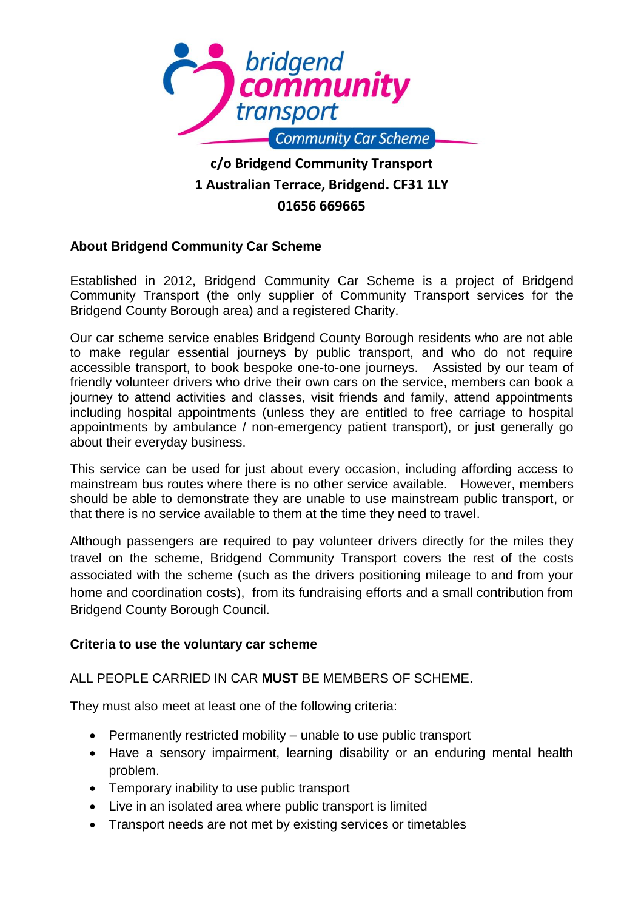bridgend community transport

Community Car Scheme

**c/o Bridgend Community Transport**
**1 Australian Terrace, Bridgend. CF31 1LY**
**01656 669665**

## About Bridgend Community Car Scheme

Established in 2012, Bridgend Community Car Scheme is a project of Bridgend Community Transport (the only supplier of Community Transport services for the Bridgend County Borough area) and a registered Charity.

Our car scheme service enables Bridgend County Borough residents who are not able to make regular essential journeys by public transport, and who do not require accessible transport, to book bespoke one-to-one journeys. Assisted by our team of friendly volunteer drivers who drive their own cars on the service, members can book a journey to attend activities and classes, visit friends and family, attend appointments including hospital appointments (unless they are entitled to free carriage to hospital appointments by ambulance / non-emergency patient transport), or just generally go about their everyday business.

This service can be used for just about every occasion, including affording access to mainstream bus routes where there is no other service available. However, members should be able to demonstrate they are unable to use mainstream public transport, or that there is no service available to them at the time they need to travel.

Although passengers are required to pay volunteer drivers directly for the miles they travel on the scheme, Bridgend Community Transport covers the rest of the costs associated with the scheme (such as the drivers positioning mileage to and from your home and coordination costs), from its fundraising efforts and a small contribution from Bridgend County Borough Council.

## Criteria to use the voluntary car scheme

ALL PEOPLE CARRIED IN CAR **MUST** BE MEMBERS OF SCHEME.

They must also meet at least one of the following criteria:

- Permanently restricted mobility – unable to use public transport
- Have a sensory impairment, learning disability or an enduring mental health problem.
- Temporary inability to use public transport
- Live in an isolated area where public transport is limited
- Transport needs are not met by existing services or timetables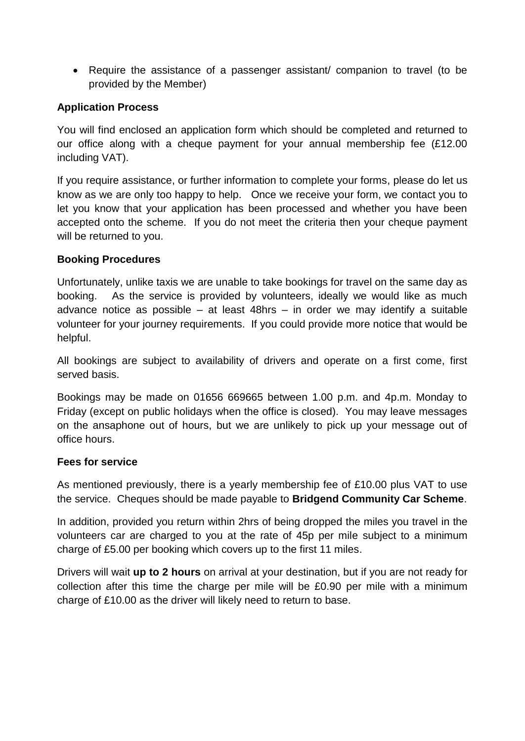- Require the assistance of a passenger assistant/ companion to travel (to be provided by the Member)

**Application Process**

You will find enclosed an application form which should be completed and returned to our office along with a cheque payment for your annual membership fee (£12.00 including VAT).

If you require assistance, or further information to complete your forms, please do let us know as we are only too happy to help. Once we receive your form, we contact you to let you know that your application has been processed and whether you have been accepted onto the scheme. If you do not meet the criteria then your cheque payment will be returned to you.

**Booking Procedures**

Unfortunately, unlike taxis we are unable to take bookings for travel on the same day as booking. As the service is provided by volunteers, ideally we would like as much advance notice as possible – at least 48hrs – in order we may identify a suitable volunteer for your journey requirements. If you could provide more notice that would be helpful.

All bookings are subject to availability of drivers and operate on a first come, first served basis.

Bookings may be made on 01656 669665 between 1.00 p.m. and 4p.m. Monday to Friday (except on public holidays when the office is closed). You may leave messages on the ansaphone out of hours, but we are unlikely to pick up your message out of office hours.

**Fees for service**

As mentioned previously, there is a yearly membership fee of £10.00 plus VAT to use the service. Cheques should be made payable to **Bridgend Community Car Scheme**.

In addition, provided you return within 2hrs of being dropped the miles you travel in the volunteers car are charged to you at the rate of 45p per mile subject to a minimum charge of £5.00 per booking which covers up to the first 11 miles.

Drivers will wait **up to 2 hours** on arrival at your destination, but if you are not ready for collection after this time the charge per mile will be £0.90 per mile with a minimum charge of £10.00 as the driver will likely need to return to base.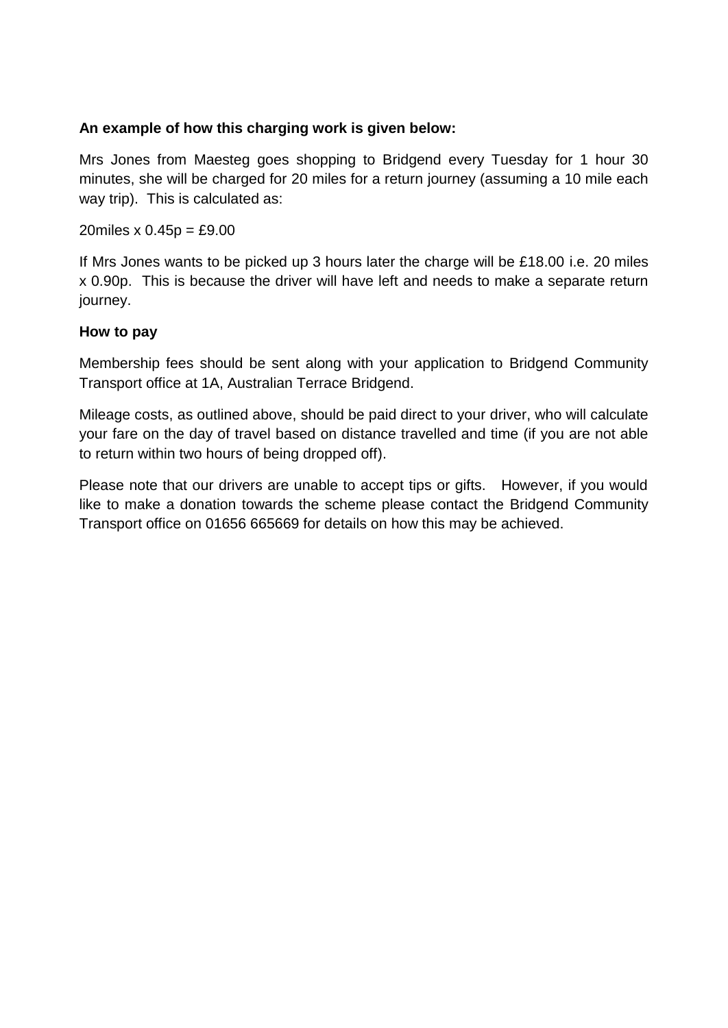**An example of how this charging work is given below:**

Mrs Jones from Maesteg goes shopping to Bridgend every Tuesday for 1 hour 30 minutes, she will be charged for 20 miles for a return journey (assuming a 10 mile each way trip). This is calculated as:

20miles x 0.45p = £9.00

If Mrs Jones wants to be picked up 3 hours later the charge will be £18.00 i.e. 20 miles x 0.90p. This is because the driver will have left and needs to make a separate return journey.

**How to pay**

Membership fees should be sent along with your application to Bridgend Community Transport office at 1A, Australian Terrace Bridgend.

Mileage costs, as outlined above, should be paid direct to your driver, who will calculate your fare on the day of travel based on distance travelled and time (if you are not able to return within two hours of being dropped off).

Please note that our drivers are unable to accept tips or gifts. However, if you would like to make a donation towards the scheme please contact the Bridgend Community Transport office on 01656 665669 for details on how this may be achieved.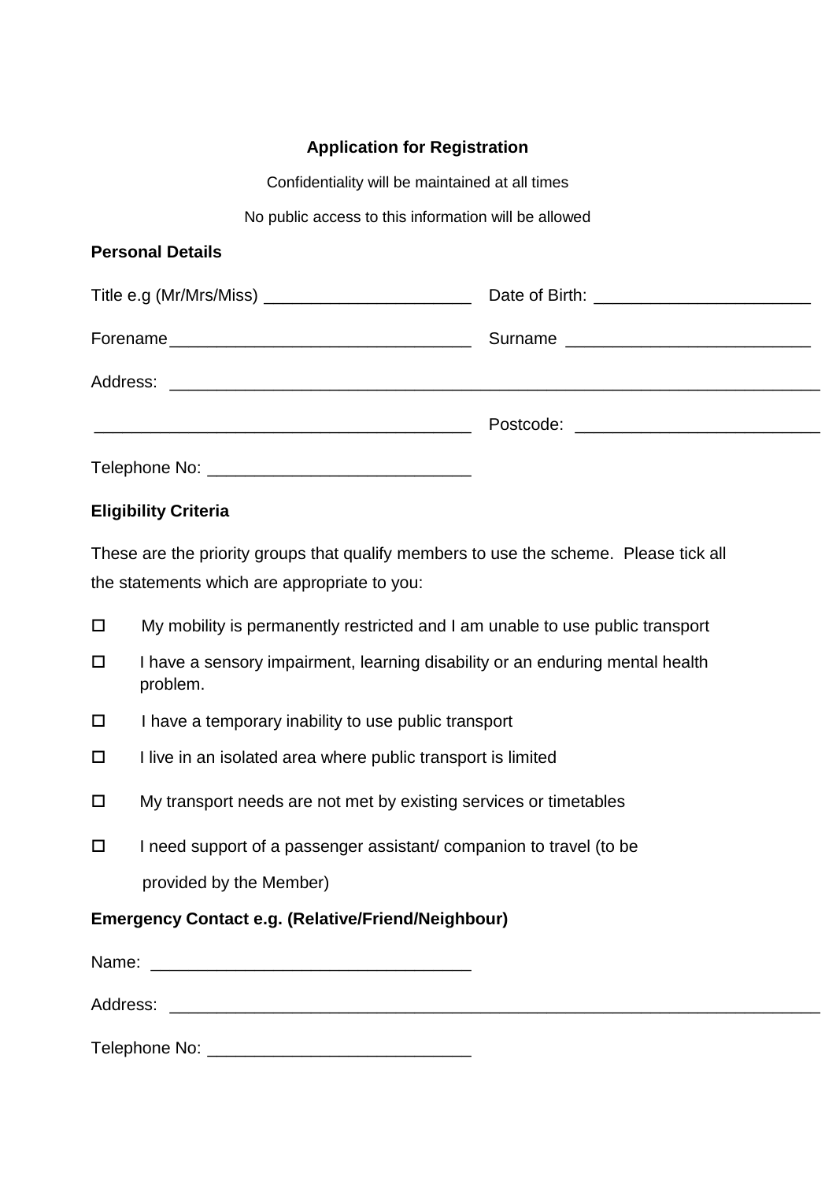**Application for Registration**

Confidentiality will be maintained at all times

No public access to this information will be allowed

**Personal Details**

Title e.g (Mr/Mrs/Miss) ______________________ Date of Birth: _______________________

Forename________________________________ Surname __________________________

Address: ________________________________________________________________________

________________________________________ Postcode: __________________________

Telephone No: ____________________________

**Eligibility Criteria**

These are the priority groups that qualify members to use the scheme. Please tick all the statements which are appropriate to you:

- ☐ My mobility is permanently restricted and I am unable to use public transport
- ☐ I have a sensory impairment, learning disability or an enduring mental health problem.
- ☐ I have a temporary inability to use public transport
- ☐ I live in an isolated area where public transport is limited
- ☐ My transport needs are not met by existing services or timetables
- ☐ I need support of a passenger assistant/ companion to travel (to be provided by the Member)

**Emergency Contact e.g. (Relative/Friend/Neighbour)**

Name: _________________________________

Address: ________________________________________________________________________

Telephone No: ____________________________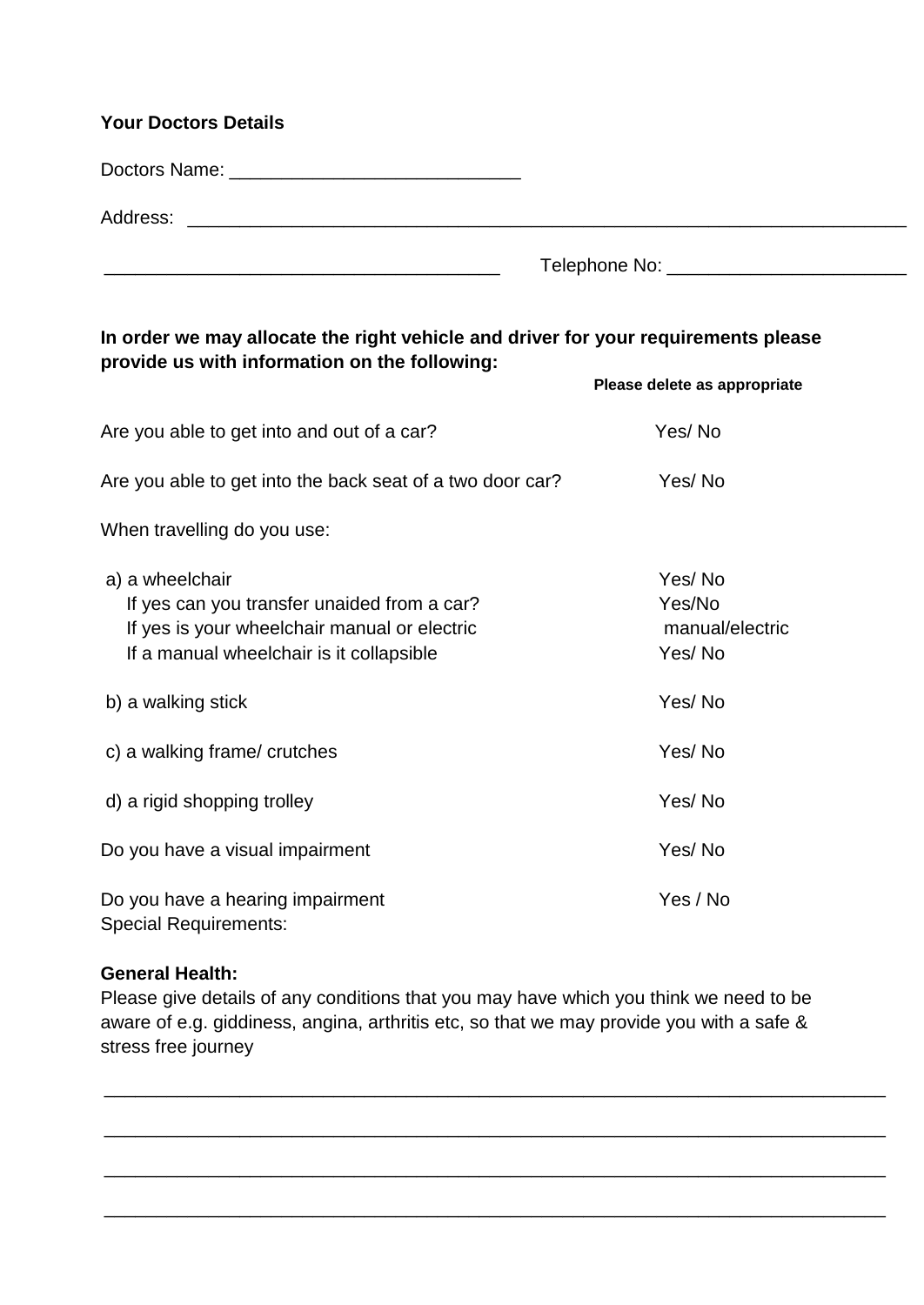**Your Doctors Details**

Doctors Name: ____________________________

Address: ________________________________________________________________________

_______________________________________ Telephone No: _______________________

**In order we may allocate the right vehicle and driver for your requirements please provide us with information on the following:**

**Please delete as appropriate**

| | |
|---|---|
| Are you able to get into and out of a car? | Yes/ No |
| Are you able to get into the back seat of a two door car? | Yes/ No |
| When travelling do you use: | |
| a) a wheelchair | Yes/ No |
| If yes can you transfer unaided from a car? | Yes/No |
| If yes is your wheelchair manual or electric | manual/electric |
| If a manual wheelchair is it collapsible | Yes/ No |
| b) a walking stick | Yes/ No |
| c) a walking frame/ crutches | Yes/ No |
| d) a rigid shopping trolley | Yes/ No |
| Do you have a visual impairment | Yes/ No |
| Do you have a hearing impairment | Yes / No |

Special Requirements:

**General Health:**

Please give details of any conditions that you may have which you think we need to be aware of e.g. giddiness, angina, arthritis etc, so that we may provide you with a safe & stress free journey

_____________________________________________________________________________

_____________________________________________________________________________

_____________________________________________________________________________

_____________________________________________________________________________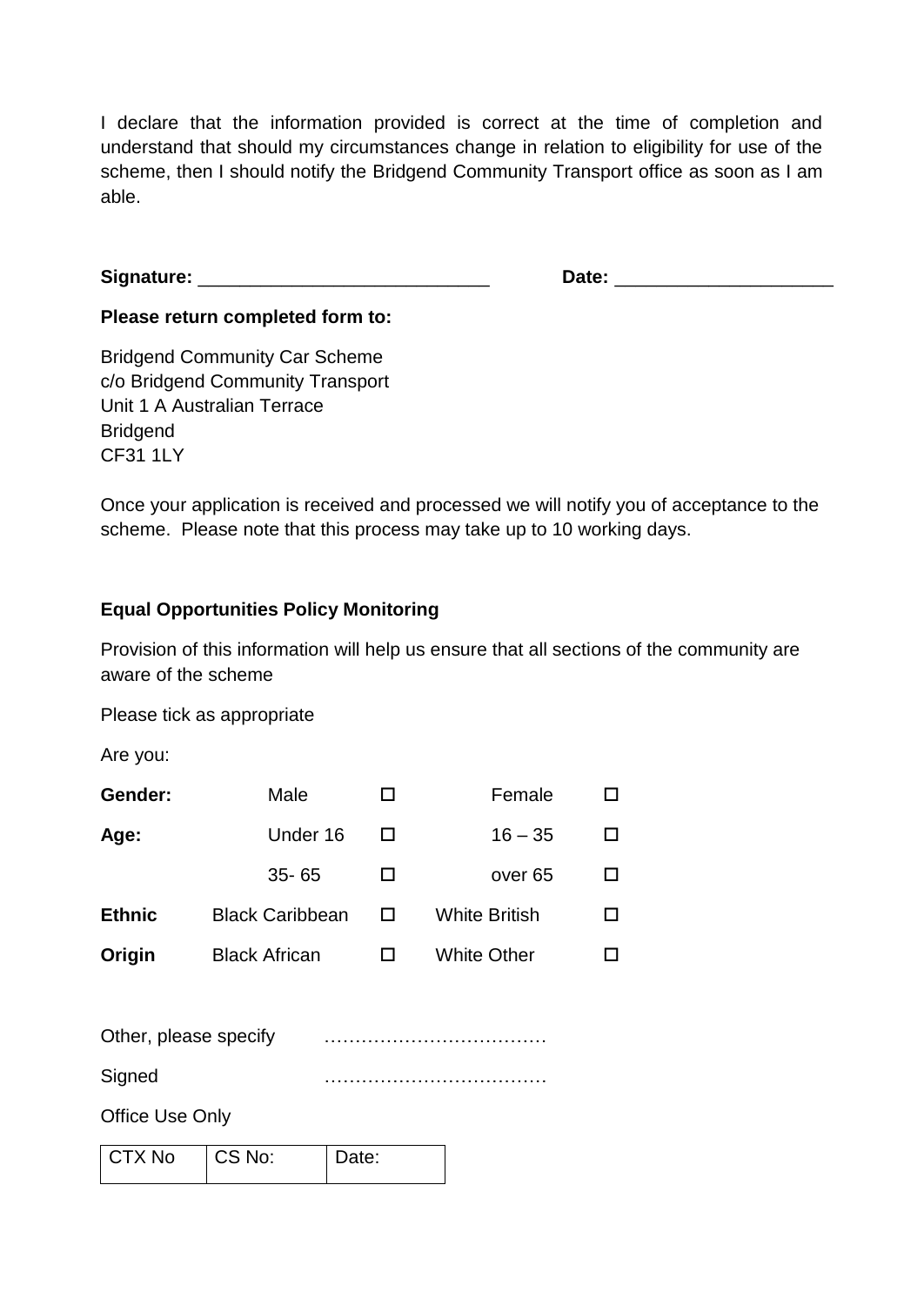I declare that the information provided is correct at the time of completion and understand that should my circumstances change in relation to eligibility for use of the scheme, then I should notify the Bridgend Community Transport office as soon as I am able.

**Signature:** ____________________________ **Date:** _____________________

**Please return completed form to:**

Bridgend Community Car Scheme
c/o Bridgend Community Transport
Unit 1 A Australian Terrace
Bridgend
CF31 1LY

Once your application is received and processed we will notify you of acceptance to the scheme. Please note that this process may take up to 10 working days.

**Equal Opportunities Policy Monitoring**

Provision of this information will help us ensure that all sections of the community are aware of the scheme

Please tick as appropriate

Are you:

| | | | | |
|---|---|---|---|---|
| **Gender:** | Male | ☐ | Female | ☐ |
| **Age:** | Under 16 | ☐ | 16 – 35 | ☐ |
| | 35- 65 | ☐ | over 65 | ☐ |
| **Ethnic** | Black Caribbean | ☐ | White British | ☐ |
| **Origin** | Black African | ☐ | White Other | ☐ |

Other, please specify ………………………………

Signed ………………………………

Office Use Only

| CTX No | CS No: | Date: |
|---|---|---|